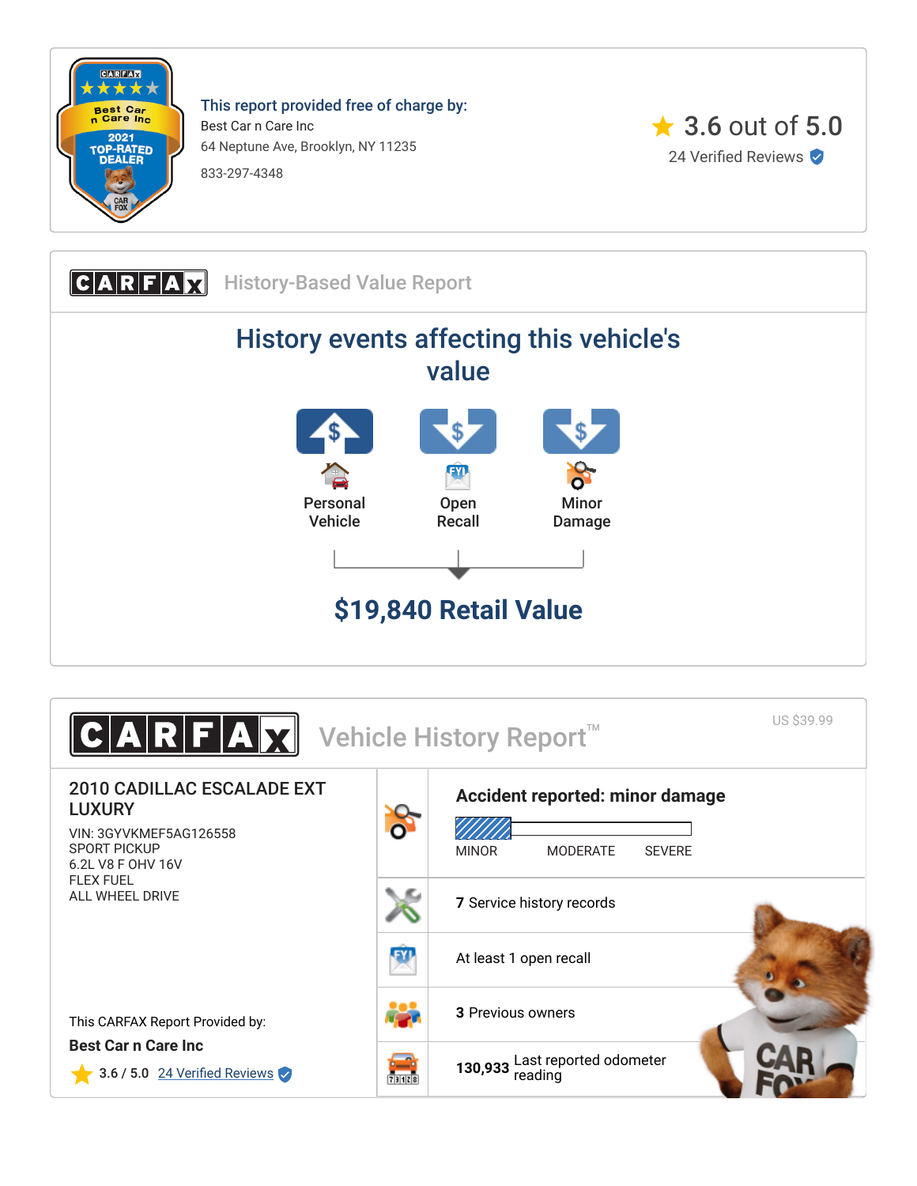This report provided free of charge by:

Best Car n Care Inc

64 Neptune Ave, Brooklyn, NY 11235

833-297-4348

3.6 out of 5.0

24 Verified Reviews

# CARFAX History-Based Value Report

## History events affecting this vehicle's value

Personal Vehicle

Open Recall

Minor Damage

**$19,840 Retail Value**

# CARFAX Vehicle History Report™

US $39.99

**2010 CADILLAC ESCALADE EXT LUXURY**

VIN: 3GYVKMEF5AG126558
SPORT PICKUP
6.2L V8 F OHV 16V
FLEX FUEL
ALL WHEEL DRIVE

**Accident reported: minor damage**

MINOR MODERATE SEVERE

**7** Service history records

At least 1 open recall

**3** Previous owners

**130,933** Last reported odometer reading

This CARFAX Report Provided by:

**Best Car n Care Inc**

3.6 / 5.0 24 Verified Reviews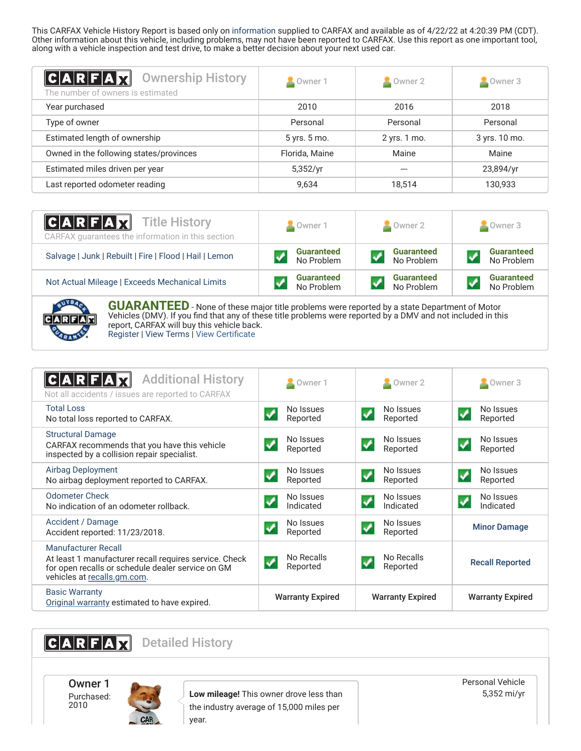This CARFAX Vehicle History Report is based only on information supplied to CARFAX and available as of 4/22/22 at 4:20:39 PM (CDT). Other information about this vehicle, including problems, may not have been reported to CARFAX. Use this report as one important tool, along with a vehicle inspection and test drive, to make a better decision about your next used car.

## CARFAX Ownership History

The number of owners is estimated

| | Owner 1 | Owner 2 | Owner 3 |
|---|---|---|---|
| Year purchased | 2010 | 2016 | 2018 |
| Type of owner | Personal | Personal | Personal |
| Estimated length of ownership | 5 yrs. 5 mo. | 2 yrs. 1 mo. | 3 yrs. 10 mo. |
| Owned in the following states/provinces | Florida, Maine | Maine | Maine |
| Estimated miles driven per year | 5,352/yr | --- | 23,894/yr |
| Last reported odometer reading | 9,634 | 18,514 | 130,933 |

## CARFAX Title History

CARFAX guarantees the information in this section

| | Owner 1 | Owner 2 | Owner 3 |
|---|---|---|---|
| Salvage \| Junk \| Rebuilt \| Fire \| Flood \| Hail \| Lemon | Guaranteed No Problem | Guaranteed No Problem | Guaranteed No Problem |
| Not Actual Mileage \| Exceeds Mechanical Limits | Guaranteed No Problem | Guaranteed No Problem | Guaranteed No Problem |

**GUARANTEED** - None of these major title problems were reported by a state Department of Motor Vehicles (DMV). If you find that any of these title problems were reported by a DMV and not included in this report, CARFAX will buy this vehicle back.
Register | View Terms | View Certificate

## CARFAX Additional History

Not all accidents / issues are reported to CARFAX

| | Owner 1 | Owner 2 | Owner 3 |
|---|---|---|---|
| Total Loss<br>No total loss reported to CARFAX. | No Issues Reported | No Issues Reported | No Issues Reported |
| Structural Damage<br>CARFAX recommends that you have this vehicle inspected by a collision repair specialist. | No Issues Reported | No Issues Reported | No Issues Reported |
| Airbag Deployment<br>No airbag deployment reported to CARFAX. | No Issues Reported | No Issues Reported | No Issues Reported |
| Odometer Check<br>No indication of an odometer rollback. | No Issues Indicated | No Issues Indicated | No Issues Indicated |
| Accident / Damage<br>Accident reported: 11/23/2018. | No Issues Reported | No Issues Reported | Minor Damage |
| Manufacturer Recall<br>At least 1 manufacturer recall requires service. Check for open recalls or schedule dealer service on GM vehicles at recalls.gm.com. | No Recalls Reported | No Recalls Reported | Recall Reported |
| Basic Warranty<br>Original warranty estimated to have expired. | Warranty Expired | Warranty Expired | Warranty Expired |

## CARFAX Detailed History

**Owner 1**
Purchased: 2010

**Low mileage!** This owner drove less than the industry average of 15,000 miles per year.

Personal Vehicle
5,352 mi/yr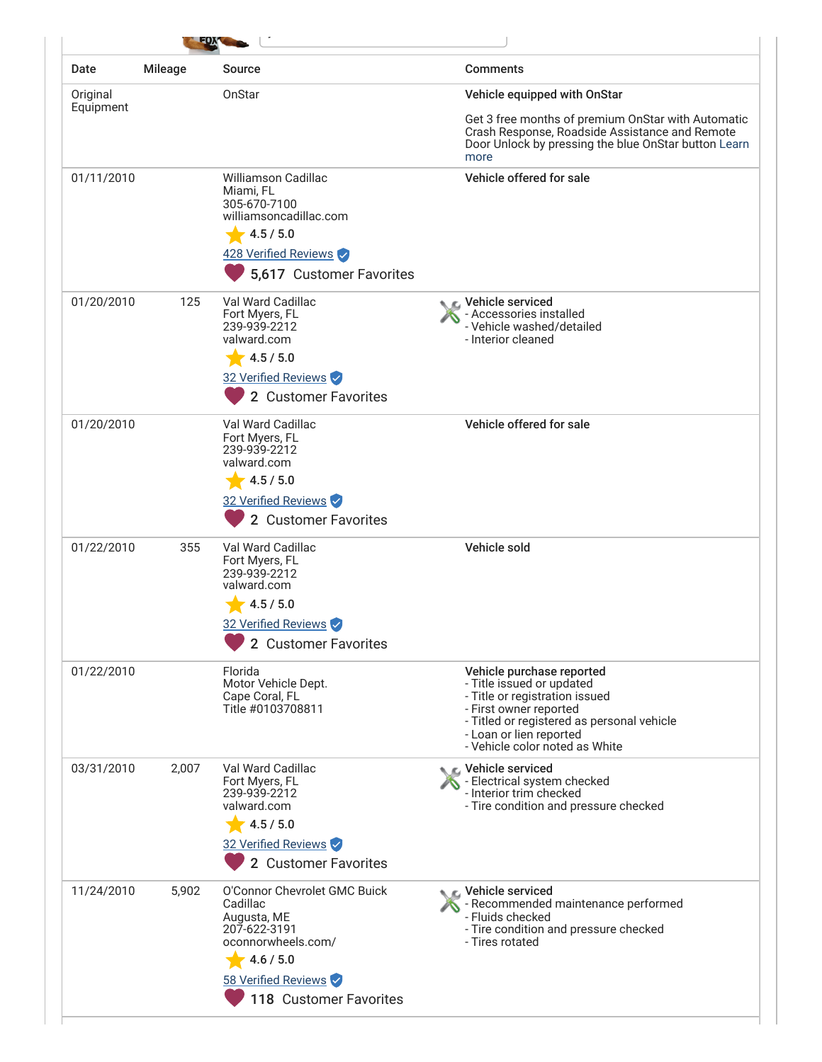| Date | Mileage | Source | Comments |
|---|---|---|---|
| Original Equipment | | OnStar | **Vehicle equipped with OnStar**<br><br>Get 3 free months of premium OnStar with Automatic Crash Response, Roadside Assistance and Remote Door Unlock by pressing the blue OnStar button Learn more |
| 01/11/2010 | | Williamson Cadillac<br>Miami, FL<br>305-670-7100<br>williamsoncadillac.com<br>4.5 / 5.0<br>428 Verified Reviews<br>5,617 Customer Favorites | **Vehicle offered for sale** |
| 01/20/2010 | 125 | Val Ward Cadillac<br>Fort Myers, FL<br>239-939-2212<br>valward.com<br>4.5 / 5.0<br>32 Verified Reviews<br>2 Customer Favorites | **Vehicle serviced**<br>- Accessories installed<br>- Vehicle washed/detailed<br>- Interior cleaned |
| 01/20/2010 | | Val Ward Cadillac<br>Fort Myers, FL<br>239-939-2212<br>valward.com<br>4.5 / 5.0<br>32 Verified Reviews<br>2 Customer Favorites | **Vehicle offered for sale** |
| 01/22/2010 | 355 | Val Ward Cadillac<br>Fort Myers, FL<br>239-939-2212<br>valward.com<br>4.5 / 5.0<br>32 Verified Reviews<br>2 Customer Favorites | **Vehicle sold** |
| 01/22/2010 | | Florida<br>Motor Vehicle Dept.<br>Cape Coral, FL<br>Title #0103708811 | **Vehicle purchase reported**<br>- Title issued or updated<br>- Title or registration issued<br>- First owner reported<br>- Titled or registered as personal vehicle<br>- Loan or lien reported<br>- Vehicle color noted as White |
| 03/31/2010 | 2,007 | Val Ward Cadillac<br>Fort Myers, FL<br>239-939-2212<br>valward.com<br>4.5 / 5.0<br>32 Verified Reviews<br>2 Customer Favorites | **Vehicle serviced**<br>- Electrical system checked<br>- Interior trim checked<br>- Tire condition and pressure checked |
| 11/24/2010 | 5,902 | O'Connor Chevrolet GMC Buick Cadillac<br>Augusta, ME<br>207-622-3191<br>oconnorwheels.com/<br>4.6 / 5.0<br>58 Verified Reviews<br>118 Customer Favorites | **Vehicle serviced**<br>- Recommended maintenance performed<br>- Fluids checked<br>- Tire condition and pressure checked<br>- Tires rotated |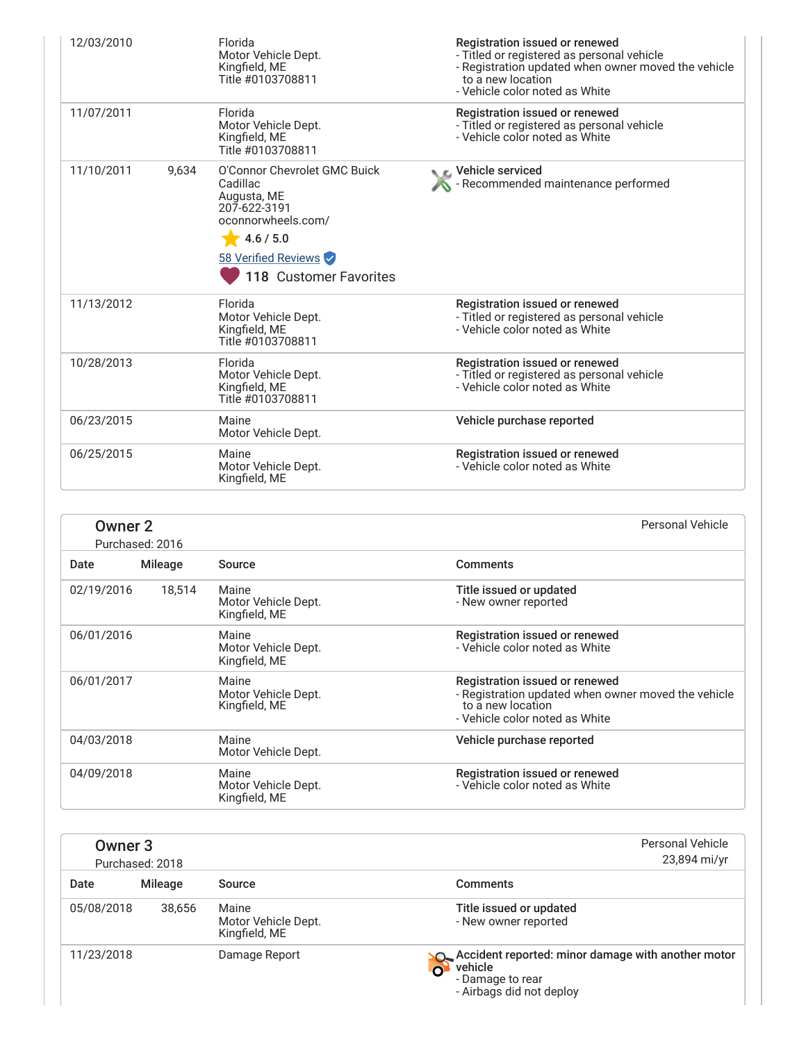| Date | Mileage | Source | Comments |
| --- | --- | --- | --- |
| 12/03/2010 | | Florida Motor Vehicle Dept. Kingfield, ME Title #0103708811 | **Registration issued or renewed** - Titled or registered as personal vehicle - Registration updated when owner moved the vehicle to a new location - Vehicle color noted as White |
| 11/07/2011 | | Florida Motor Vehicle Dept. Kingfield, ME Title #0103708811 | **Registration issued or renewed** - Titled or registered as personal vehicle - Vehicle color noted as White |
| 11/10/2011 | 9,634 | O'Connor Chevrolet GMC Buick Cadillac Augusta, ME 207-622-3191 oconnorwheels.com/ 4.6 / 5.0 58 Verified Reviews 118 Customer Favorites | **Vehicle serviced** - Recommended maintenance performed |
| 11/13/2012 | | Florida Motor Vehicle Dept. Kingfield, ME Title #0103708811 | **Registration issued or renewed** - Titled or registered as personal vehicle - Vehicle color noted as White |
| 10/28/2013 | | Florida Motor Vehicle Dept. Kingfield, ME Title #0103708811 | **Registration issued or renewed** - Titled or registered as personal vehicle - Vehicle color noted as White |
| 06/23/2015 | | Maine Motor Vehicle Dept. | **Vehicle purchase reported** |
| 06/25/2015 | | Maine Motor Vehicle Dept. Kingfield, ME | **Registration issued or renewed** - Vehicle color noted as White |

## Owner 2

Purchased: 2016

Personal Vehicle

| Date | Mileage | Source | Comments |
| --- | --- | --- | --- |
| 02/19/2016 | 18,514 | Maine Motor Vehicle Dept. Kingfield, ME | **Title issued or updated** - New owner reported |
| 06/01/2016 | | Maine Motor Vehicle Dept. Kingfield, ME | **Registration issued or renewed** - Vehicle color noted as White |
| 06/01/2017 | | Maine Motor Vehicle Dept. Kingfield, ME | **Registration issued or renewed** - Registration updated when owner moved the vehicle to a new location - Vehicle color noted as White |
| 04/03/2018 | | Maine Motor Vehicle Dept. | **Vehicle purchase reported** |
| 04/09/2018 | | Maine Motor Vehicle Dept. Kingfield, ME | **Registration issued or renewed** - Vehicle color noted as White |

## Owner 3

Purchased: 2018

Personal Vehicle
23,894 mi/yr

| Date | Mileage | Source | Comments |
| --- | --- | --- | --- |
| 05/08/2018 | 38,656 | Maine Motor Vehicle Dept. Kingfield, ME | **Title issued or updated** - New owner reported |
| 11/23/2018 | | Damage Report | **Accident reported: minor damage with another motor vehicle** - Damage to rear - Airbags did not deploy |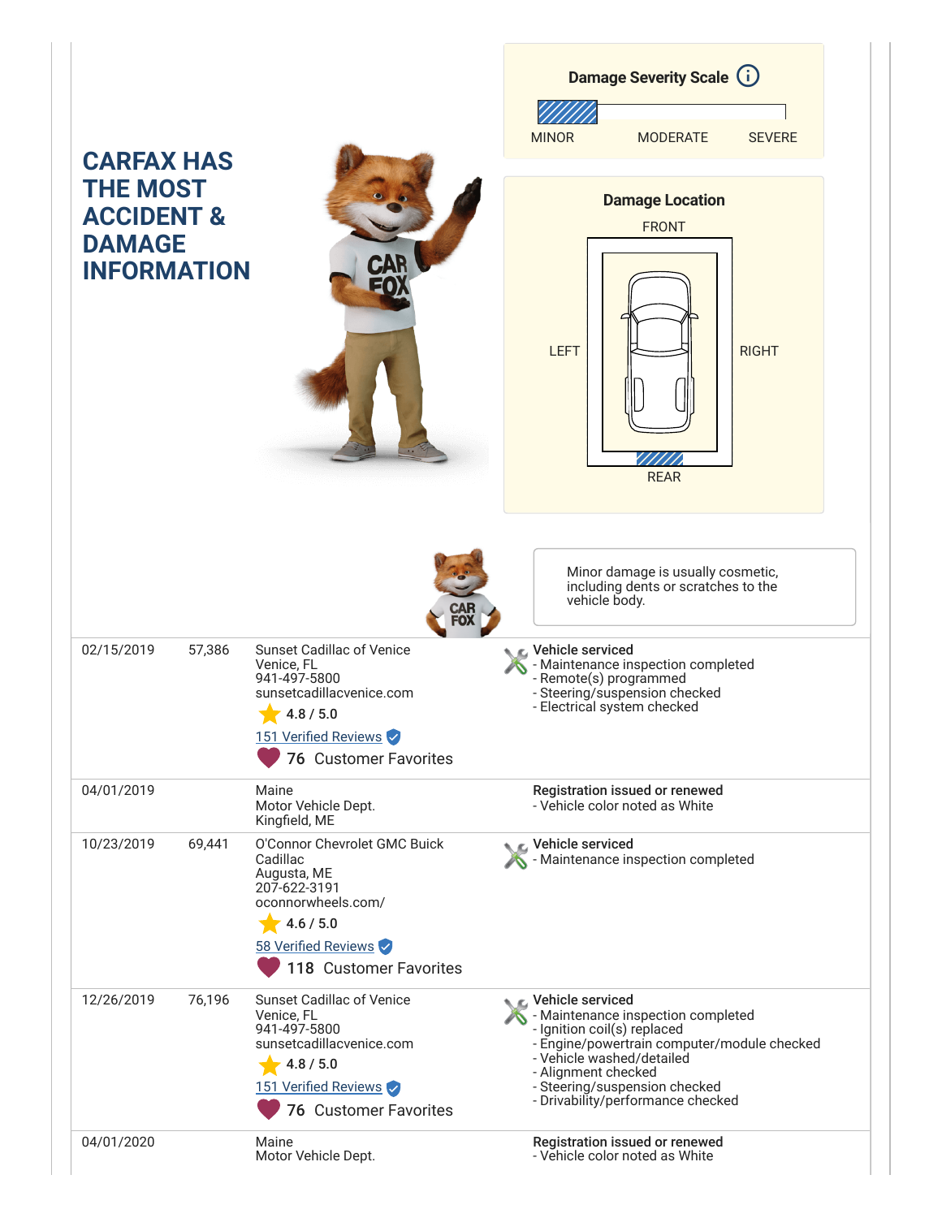## CARFAX HAS THE MOST ACCIDENT & DAMAGE INFORMATION

**Damage Severity Scale**

MINOR MODERATE SEVERE

**Damage Location**

FRONT

LEFT RIGHT

REAR

Minor damage is usually cosmetic, including dents or scratches to the vehicle body.

| Date | Mileage | Source | Comments |
|---|---|---|---|
| 02/15/2019 | 57,386 | Sunset Cadillac of Venice<br>Venice, FL<br>941-497-5800<br>sunsetcadillacvenice.com<br>4.8 / 5.0<br>151 Verified Reviews<br>76 Customer Favorites | **Vehicle serviced**<br>- Maintenance inspection completed<br>- Remote(s) programmed<br>- Steering/suspension checked<br>- Electrical system checked |
| 04/01/2019 | | Maine<br>Motor Vehicle Dept.<br>Kingfield, ME | **Registration issued or renewed**<br>- Vehicle color noted as White |
| 10/23/2019 | 69,441 | O'Connor Chevrolet GMC Buick Cadillac<br>Augusta, ME<br>207-622-3191<br>oconnorwheels.com/<br>4.6 / 5.0<br>58 Verified Reviews<br>118 Customer Favorites | **Vehicle serviced**<br>- Maintenance inspection completed |
| 12/26/2019 | 76,196 | Sunset Cadillac of Venice<br>Venice, FL<br>941-497-5800<br>sunsetcadillacvenice.com<br>4.8 / 5.0<br>151 Verified Reviews<br>76 Customer Favorites | **Vehicle serviced**<br>- Maintenance inspection completed<br>- Ignition coil(s) replaced<br>- Engine/powertrain computer/module checked<br>- Vehicle washed/detailed<br>- Alignment checked<br>- Steering/suspension checked<br>- Drivability/performance checked |
| 04/01/2020 | | Maine<br>Motor Vehicle Dept. | **Registration issued or renewed**<br>- Vehicle color noted as White |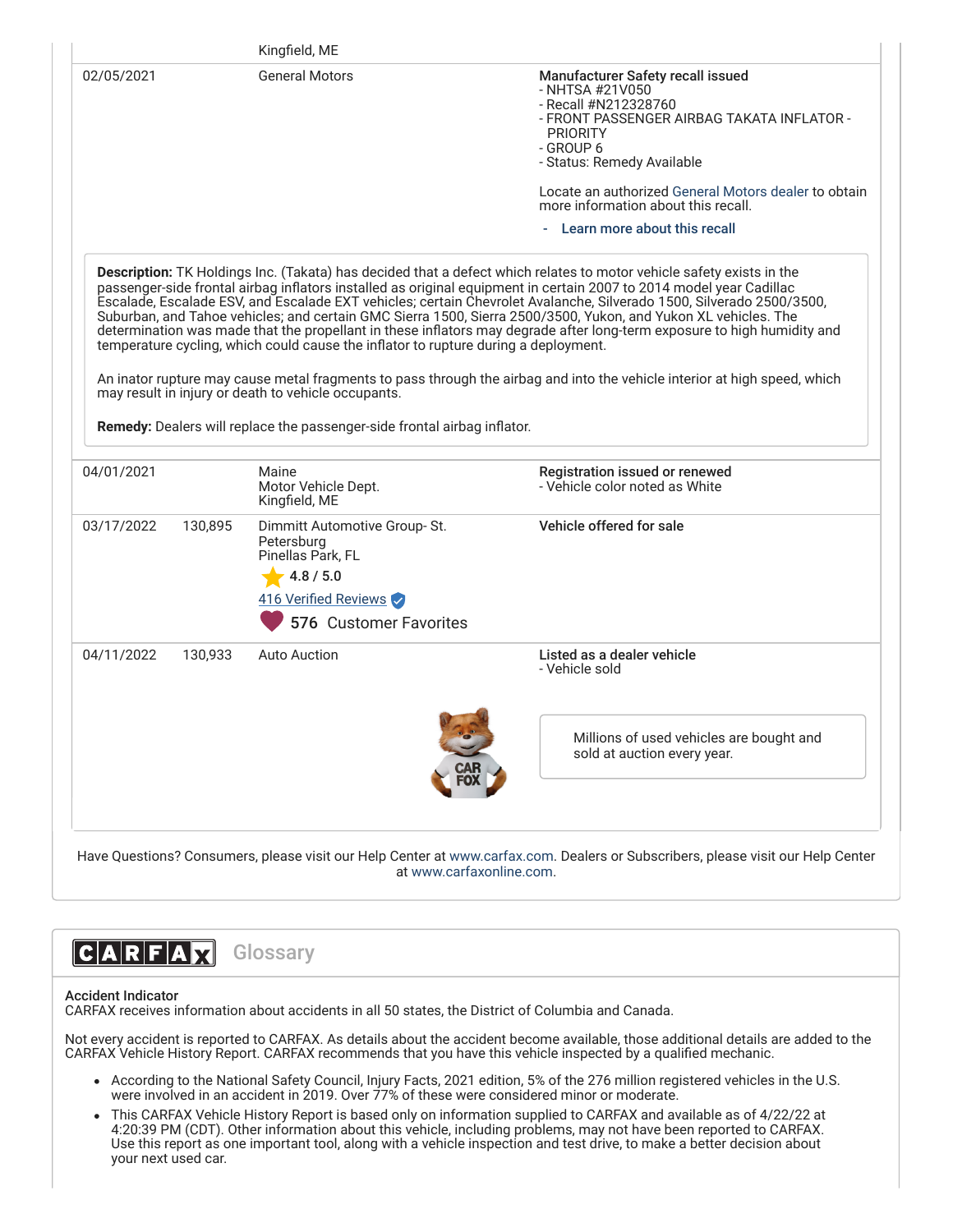| Date | Mileage | Source | Comments |
|---|---|---|---|
| | | Kingfield, ME | |
| 02/05/2021 | | General Motors | **Manufacturer Safety recall issued**<br>- NHTSA #21V050<br>- Recall #N212328760<br>- FRONT PASSENGER AIRBAG TAKATA INFLATOR - PRIORITY<br>- GROUP 6<br>- Status: Remedy Available<br><br>Locate an authorized General Motors dealer to obtain more information about this recall.<br>- Learn more about this recall |

**Description:** TK Holdings Inc. (Takata) has decided that a defect which relates to motor vehicle safety exists in the passenger-side frontal airbag inflators installed as original equipment in certain 2007 to 2014 model year Cadillac Escalade, Escalade ESV, and Escalade EXT vehicles; certain Chevrolet Avalanche, Silverado 1500, Silverado 2500/3500, Suburban, and Tahoe vehicles; and certain GMC Sierra 1500, Sierra 2500/3500, Yukon, and Yukon XL vehicles. The determination was made that the propellant in these inflators may degrade after long-term exposure to high humidity and temperature cycling, which could cause the inflator to rupture during a deployment.

An inator rupture may cause metal fragments to pass through the airbag and into the vehicle interior at high speed, which may result in injury or death to vehicle occupants.

**Remedy:** Dealers will replace the passenger-side frontal airbag inflator.

| Date | Mileage | Source | Comments |
|---|---|---|---|
| 04/01/2021 | | Maine<br>Motor Vehicle Dept.<br>Kingfield, ME | **Registration issued or renewed**<br>- Vehicle color noted as White |
| 03/17/2022 | 130,895 | Dimmitt Automotive Group- St. Petersburg<br>Pinellas Park, FL<br>4.8 / 5.0<br>416 Verified Reviews<br>576 Customer Favorites | **Vehicle offered for sale** |
| 04/11/2022 | 130,933 | Auto Auction | **Listed as a dealer vehicle**<br>- Vehicle sold<br><br>Millions of used vehicles are bought and sold at auction every year. |

Have Questions? Consumers, please visit our Help Center at www.carfax.com. Dealers or Subscribers, please visit our Help Center at www.carfaxonline.com.

## CARFAX Glossary

**Accident Indicator**
CARFAX receives information about accidents in all 50 states, the District of Columbia and Canada.

Not every accident is reported to CARFAX. As details about the accident become available, those additional details are added to the CARFAX Vehicle History Report. CARFAX recommends that you have this vehicle inspected by a qualified mechanic.

- According to the National Safety Council, Injury Facts, 2021 edition, 5% of the 276 million registered vehicles in the U.S. were involved in an accident in 2019. Over 77% of these were considered minor or moderate.
- This CARFAX Vehicle History Report is based only on information supplied to CARFAX and available as of 4/22/22 at 4:20:39 PM (CDT). Other information about this vehicle, including problems, may not have been reported to CARFAX. Use this report as one important tool, along with a vehicle inspection and test drive, to make a better decision about your next used car.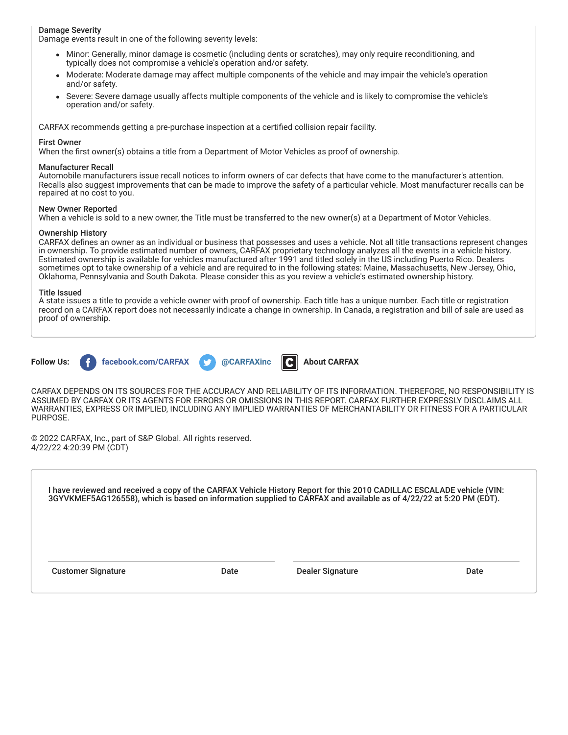**Damage Severity**
Damage events result in one of the following severity levels:

- Minor: Generally, minor damage is cosmetic (including dents or scratches), may only require reconditioning, and typically does not compromise a vehicle's operation and/or safety.
- Moderate: Moderate damage may affect multiple components of the vehicle and may impair the vehicle's operation and/or safety.
- Severe: Severe damage usually affects multiple components of the vehicle and is likely to compromise the vehicle's operation and/or safety.

CARFAX recommends getting a pre-purchase inspection at a certified collision repair facility.

**First Owner**
When the first owner(s) obtains a title from a Department of Motor Vehicles as proof of ownership.

**Manufacturer Recall**
Automobile manufacturers issue recall notices to inform owners of car defects that have come to the manufacturer's attention. Recalls also suggest improvements that can be made to improve the safety of a particular vehicle. Most manufacturer recalls can be repaired at no cost to you.

**New Owner Reported**
When a vehicle is sold to a new owner, the Title must be transferred to the new owner(s) at a Department of Motor Vehicles.

**Ownership History**
CARFAX defines an owner as an individual or business that possesses and uses a vehicle. Not all title transactions represent changes in ownership. To provide estimated number of owners, CARFAX proprietary technology analyzes all the events in a vehicle history. Estimated ownership is available for vehicles manufactured after 1991 and titled solely in the US including Puerto Rico. Dealers sometimes opt to take ownership of a vehicle and are required to in the following states: Maine, Massachusetts, New Jersey, Ohio, Oklahoma, Pennsylvania and South Dakota. Please consider this as you review a vehicle's estimated ownership history.

**Title Issued**
A state issues a title to provide a vehicle owner with proof of ownership. Each title has a unique number. Each title or registration record on a CARFAX report does not necessarily indicate a change in ownership. In Canada, a registration and bill of sale are used as proof of ownership.

**Follow Us:** facebook.com/CARFAX @CARFAXinc **About CARFAX**

CARFAX DEPENDS ON ITS SOURCES FOR THE ACCURACY AND RELIABILITY OF ITS INFORMATION. THEREFORE, NO RESPONSIBILITY IS ASSUMED BY CARFAX OR ITS AGENTS FOR ERRORS OR OMISSIONS IN THIS REPORT. CARFAX FURTHER EXPRESSLY DISCLAIMS ALL WARRANTIES, EXPRESS OR IMPLIED, INCLUDING ANY IMPLIED WARRANTIES OF MERCHANTABILITY OR FITNESS FOR A PARTICULAR PURPOSE.

© 2022 CARFAX, Inc., part of S&P Global. All rights reserved.
4/22/22 4:20:39 PM (CDT)

**I have reviewed and received a copy of the CARFAX Vehicle History Report for this 2010 CADILLAC ESCALADE vehicle (VIN: 3GYVKMEF5AG126558), which is based on information supplied to CARFAX and available as of 4/22/22 at 5:20 PM (EDT).**

**Customer Signature** **Date** **Dealer Signature** **Date**